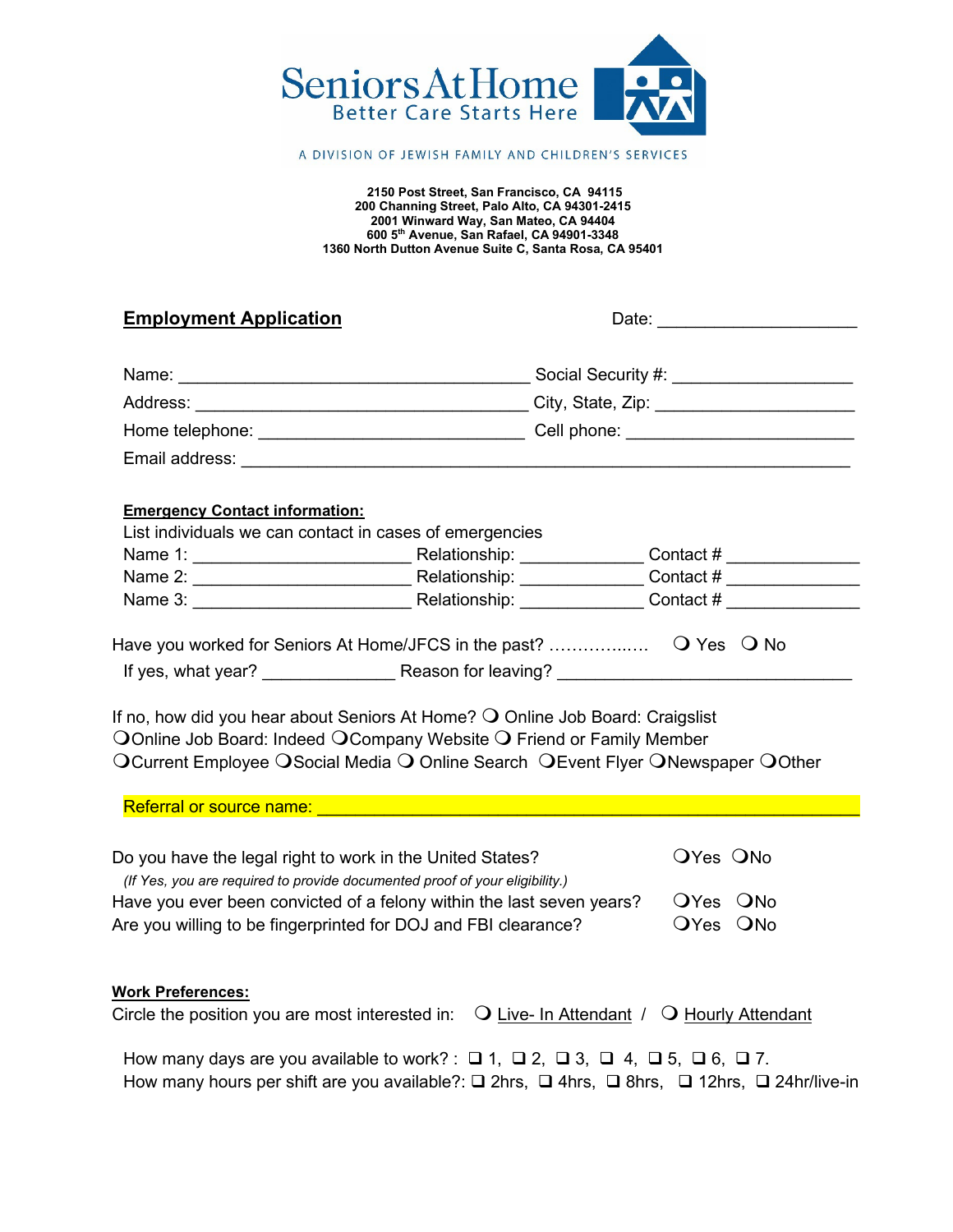Seniors At Home
Better Care Starts Here

A DIVISION OF JEWISH FAMILY AND CHILDREN'S SERVICES

**2150 Post Street, San Francisco, CA 94115**
**200 Channing Street, Palo Alto, CA 94301-2415**
**2001 Winward Way, San Mateo, CA 94404**
**600 5th Avenue, San Rafael, CA 94901-3348**
**1360 North Dutton Avenue Suite C, Santa Rosa, CA 95401**

## Employment Application

Date: ____________________

Name: ____________________________________ Social Security #: __________________

Address: ________________________________ City, State, Zip: ____________________

Home telephone: __________________________ Cell phone: ______________________

Email address: ______________________________________________________________

**Emergency Contact information:**

List individuals we can contact in cases of emergencies

Name 1: ______________________ Relationship: ____________ Contact # _____________

Name 2: ______________________ Relationship: ____________ Contact # _____________

Name 3: ______________________ Relationship: ____________ Contact # _____________

Have you worked for Seniors At Home/JFCS in the past? ……………..…. ❍ Yes ❍ No

If yes, what year? _____________ Reason for leaving? ______________________________

If no, how did you hear about Seniors At Home? ❍ Online Job Board: Craigslist
❍ Online Job Board: Indeed ❍ Company Website ❍ Friend or Family Member
❍ Current Employee ❍ Social Media ❍ Online Search ❍ Event Flyer ❍ Newspaper ❍ Other

Referral or source name: ____________________________________________________

Do you have the legal right to work in the United States? ❍ Yes ❍ No

*(If Yes, you are required to provide documented proof of your eligibility.)*

Have you ever been convicted of a felony within the last seven years? ❍ Yes ❍ No

Are you willing to be fingerprinted for DOJ and FBI clearance? ❍ Yes ❍ No

**Work Preferences:**

Circle the position you are most interested in: ❍ Live- In Attendant / ❍ Hourly Attendant

How many days are you available to work? : ❑ 1, ❑ 2, ❑ 3, ❑ 4, ❑ 5, ❑ 6, ❑ 7.

How many hours per shift are you available?: ❑ 2hrs, ❑ 4hrs, ❑ 8hrs, ❑ 12hrs, ❑ 24hr/live-in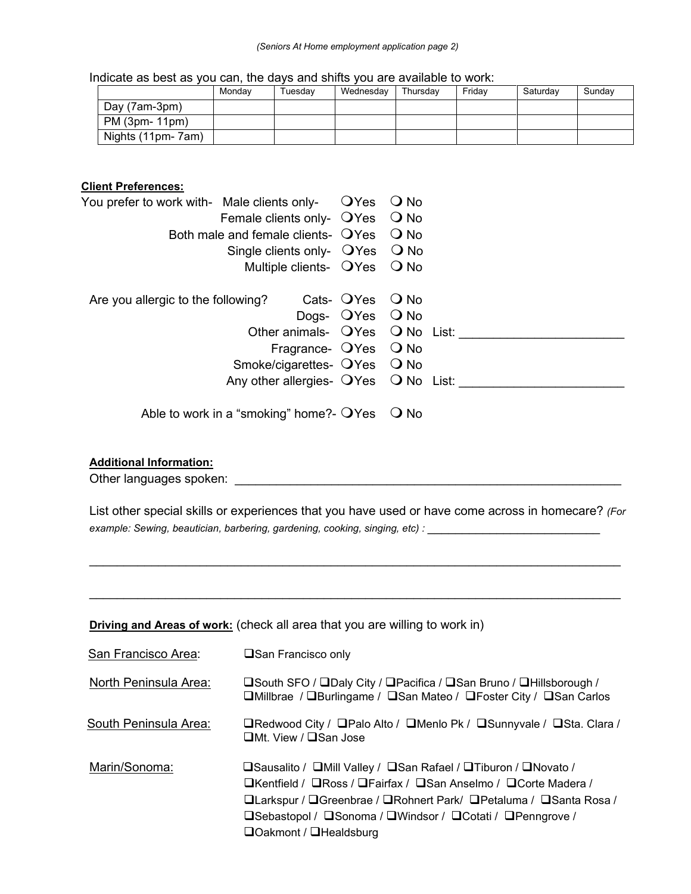Indicate as best as you can, the days and shifts you are available to work:

| | Monday | Tuesday | Wednesday | Thursday | Friday | Saturday | Sunday |
|---|---|---|---|---|---|---|---|
| Day (7am-3pm) | | | | | | | |
| PM (3pm- 11pm) | | | | | | | |
| Nights (11pm- 7am) | | | | | | | |

**Client Preferences:**

You prefer to work with-
- Male clients only- ❍Yes ❍ No
- Female clients only- ❍Yes ❍ No
- Both male and female clients- ❍Yes ❍ No
- Single clients only- ❍Yes ❍ No
- Multiple clients- ❍Yes ❍ No

Are you allergic to the following?
- Cats- ❍Yes ❍ No
- Dogs- ❍Yes ❍ No
- Other animals- ❍Yes ❍ No List: ______________________
- Fragrance- ❍Yes ❍ No
- Smoke/cigarettes- ❍Yes ❍ No
- Any other allergies- ❍Yes ❍ No List: ______________________

Able to work in a "smoking" home?- ❍Yes ❍ No

**Additional Information:**

Other languages spoken: ________________________________________________________

List other special skills or experiences that you have used or have come across in homecare? *(For example: Sewing, beautician, barbering, gardening, cooking, singing, etc) :* ___________________________

___________________________________________________________________________

___________________________________________________________________________

**Driving and Areas of work:** (check all area that you are willing to work in)

San Francisco Area: ❑San Francisco only

North Peninsula Area: ❑South SFO / ❑Daly City / ❑Pacifica / ❑San Bruno / ❑Hillsborough / ❑Millbrae / ❑Burlingame / ❑San Mateo / ❑Foster City / ❑San Carlos

South Peninsula Area: ❑Redwood City / ❑Palo Alto / ❑Menlo Pk / ❑Sunnyvale / ❑Sta. Clara / ❑Mt. View / ❑San Jose

Marin/Sonoma: ❑Sausalito / ❑Mill Valley / ❑San Rafael / ❑Tiburon / ❑Novato / ❑Kentfield / ❑Ross / ❑Fairfax / ❑San Anselmo / ❑Corte Madera / ❑Larkspur / ❑Greenbrae / ❑Rohnert Park/ ❑Petaluma / ❑Santa Rosa / ❑Sebastopol / ❑Sonoma / ❑Windsor / ❑Cotati / ❑Penngrove / ❑Oakmont / ❑Healdsburg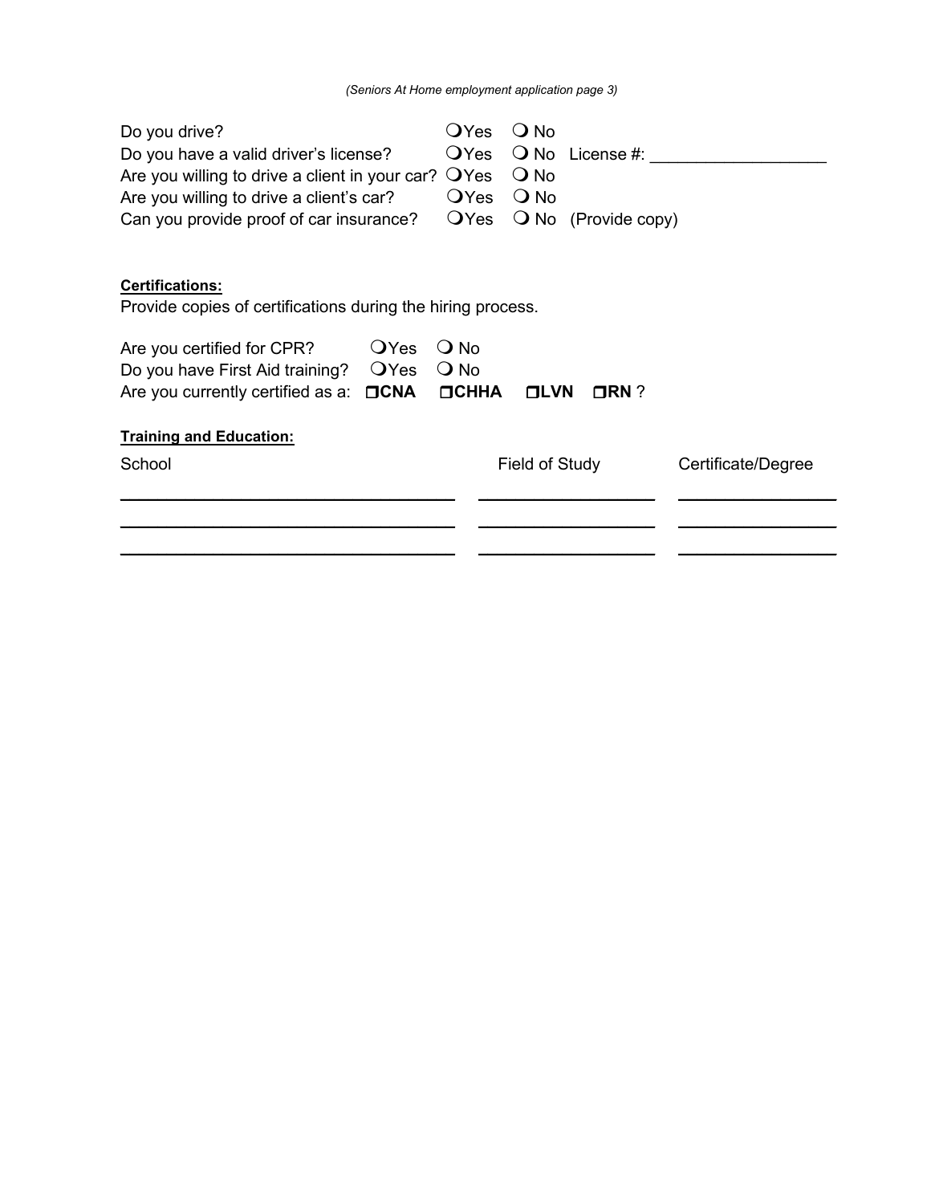*(Seniors At Home employment application page 3)*

Do you drive? ❍ Yes ❍ No
Do you have a valid driver's license? ❍ Yes ❍ No License #: __________________
Are you willing to drive a client in your car? ❍ Yes ❍ No
Are you willing to drive a client's car? ❍ Yes ❍ No
Can you provide proof of car insurance? ❍ Yes ❍ No (Provide copy)

**Certifications:**

Provide copies of certifications during the hiring process.

Are you certified for CPR? ❍ Yes ❍ No
Do you have First Aid training? ❍ Yes ❍ No
Are you currently certified as a: ❐ **CNA** ❐ **CHHA** ❐ **LVN** ❐ **RN** ?

**Training and Education:**

| School | Field of Study | Certificate/Degree |
| --- | --- | --- |
| | | |
| | | |
| | | |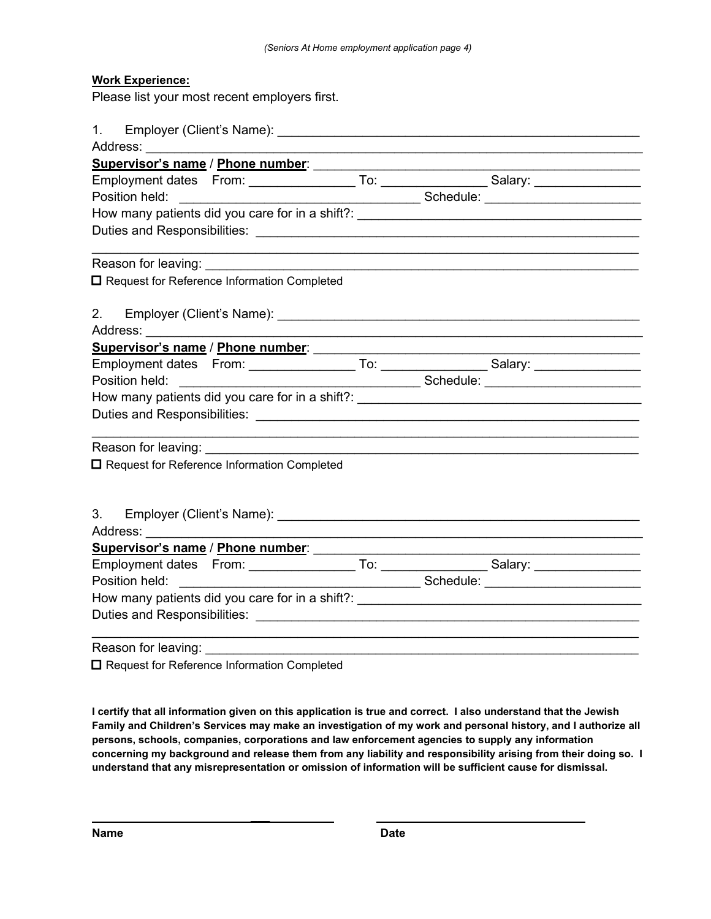**Work Experience:**

Please list your most recent employers first.

1. Employer (Client's Name): ____________________________________________

Address: ____________________________________________________________

**Supervisor's name** / **Phone number**: ____________________________________

Employment dates From: ______________ To: ______________ Salary: ______________

Position held: ______________________________ Schedule: ____________________

How many patients did you care for in a shift?: ___________________________________

Duties and Responsibilities: _____________________________________________

____________________________________________________________________

Reason for leaving: ____________________________________________________

☐ Request for Reference Information Completed

2. Employer (Client's Name): ____________________________________________

Address: ____________________________________________________________

**Supervisor's name** / **Phone number**: ____________________________________

Employment dates From: ______________ To: ______________ Salary: ______________

Position held: ______________________________ Schedule: ____________________

How many patients did you care for in a shift?: ___________________________________

Duties and Responsibilities: _____________________________________________

____________________________________________________________________

Reason for leaving: ____________________________________________________

☐ Request for Reference Information Completed

3. Employer (Client's Name): ____________________________________________

Address: ____________________________________________________________

**Supervisor's name** / **Phone number**: ____________________________________

Employment dates From: ______________ To: ______________ Salary: ______________

Position held: ______________________________ Schedule: ____________________

How many patients did you care for in a shift?: ___________________________________

Duties and Responsibilities: _____________________________________________

____________________________________________________________________

Reason for leaving: ____________________________________________________

☐ Request for Reference Information Completed

**I certify that all information given on this application is true and correct. I also understand that the Jewish Family and Children's Services may make an investigation of my work and personal history, and I authorize all persons, schools, companies, corporations and law enforcement agencies to supply any information concerning my background and release them from any liability and responsibility arising from their doing so. I understand that any misrepresentation or omission of information will be sufficient cause for dismissal.**

______________________________ ______________________________

**Name** **Date**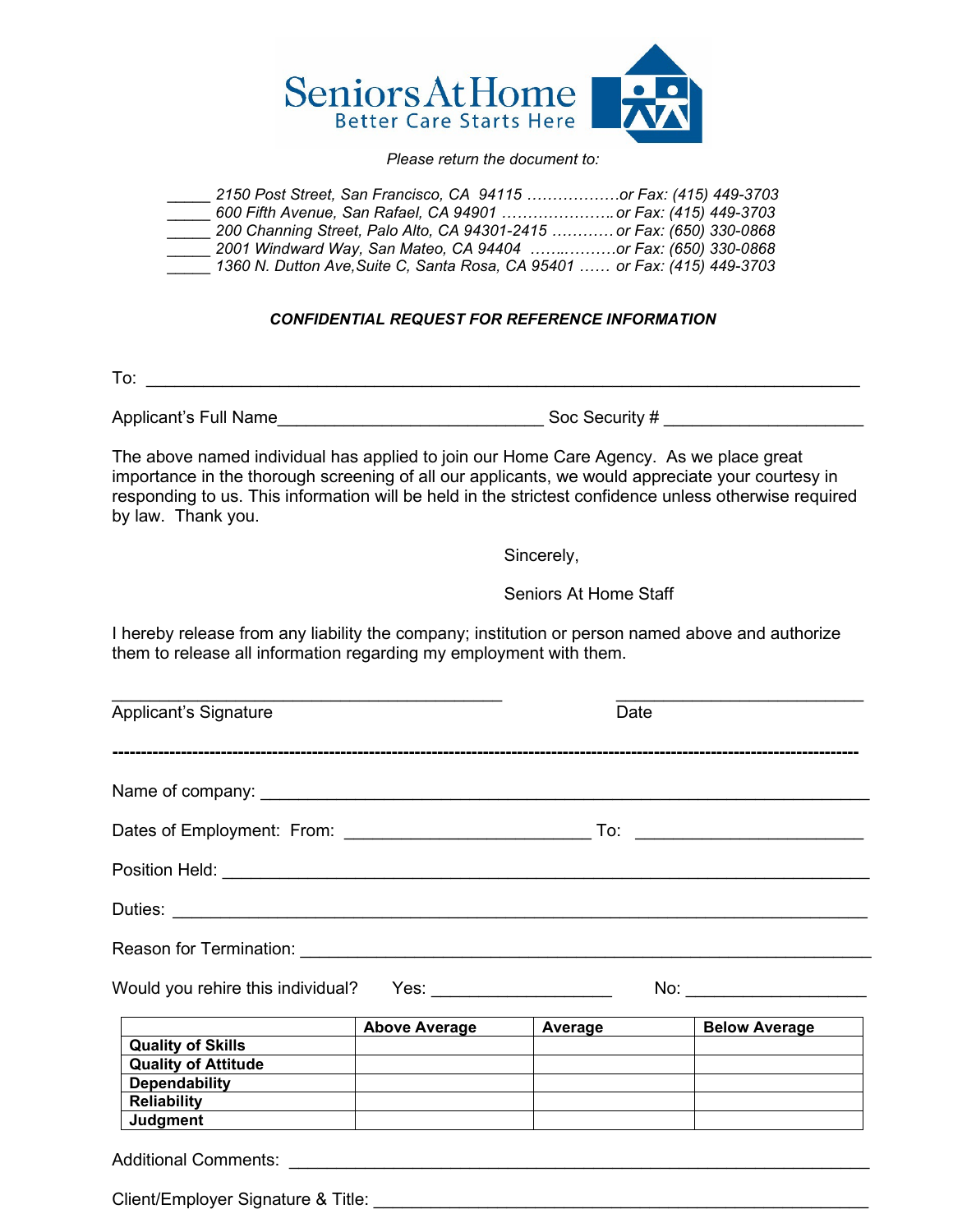Seniors At Home
Better Care Starts Here

*Please return the document to:*

_____ *2150 Post Street, San Francisco, CA 94115 ………………or Fax: (415) 449-3703*
_____ *600 Fifth Avenue, San Rafael, CA 94901 …………………. or Fax: (415) 449-3703*
_____ *200 Channing Street, Palo Alto, CA 94301-2415 ………… or Fax: (650) 330-0868*
_____ *2001 Windward Way, San Mateo, CA 94404 ……..………or Fax: (650) 330-0868*
_____ *1360 N. Dutton Ave,Suite C, Santa Rosa, CA 95401 …… or Fax: (415) 449-3703*

***CONFIDENTIAL REQUEST FOR REFERENCE INFORMATION***

To: ___________________________________________________________________________

Applicant's Full Name____________________________ Soc Security # _____________________

The above named individual has applied to join our Home Care Agency. As we place great importance in the thorough screening of all our applicants, we would appreciate your courtesy in responding to us. This information will be held in the strictest confidence unless otherwise required by law. Thank you.

Sincerely,

Seniors At Home Staff

I hereby release from any liability the company; institution or person named above and authorize them to release all information regarding my employment with them.

__________________________________________ ___________________________
Applicant's Signature Date

---

Name of company: __________________________________________________________________

Dates of Employment: From: ___________________________ To: _________________________

Position Held: _______________________________________________________________________

Duties: ____________________________________________________________________________

Reason for Termination: _______________________________________________________________

Would you rehire this individual? Yes: ___________________ No: ____________________

| | **Above Average** | **Average** | **Below Average** |
|---|---|---|---|
| **Quality of Skills** | | | |
| **Quality of Attitude** | | | |
| **Dependability** | | | |
| **Reliability** | | | |
| **Judgment** | | | |

Additional Comments: _________________________________________________________________

Client/Employer Signature & Title: _______________________________________________________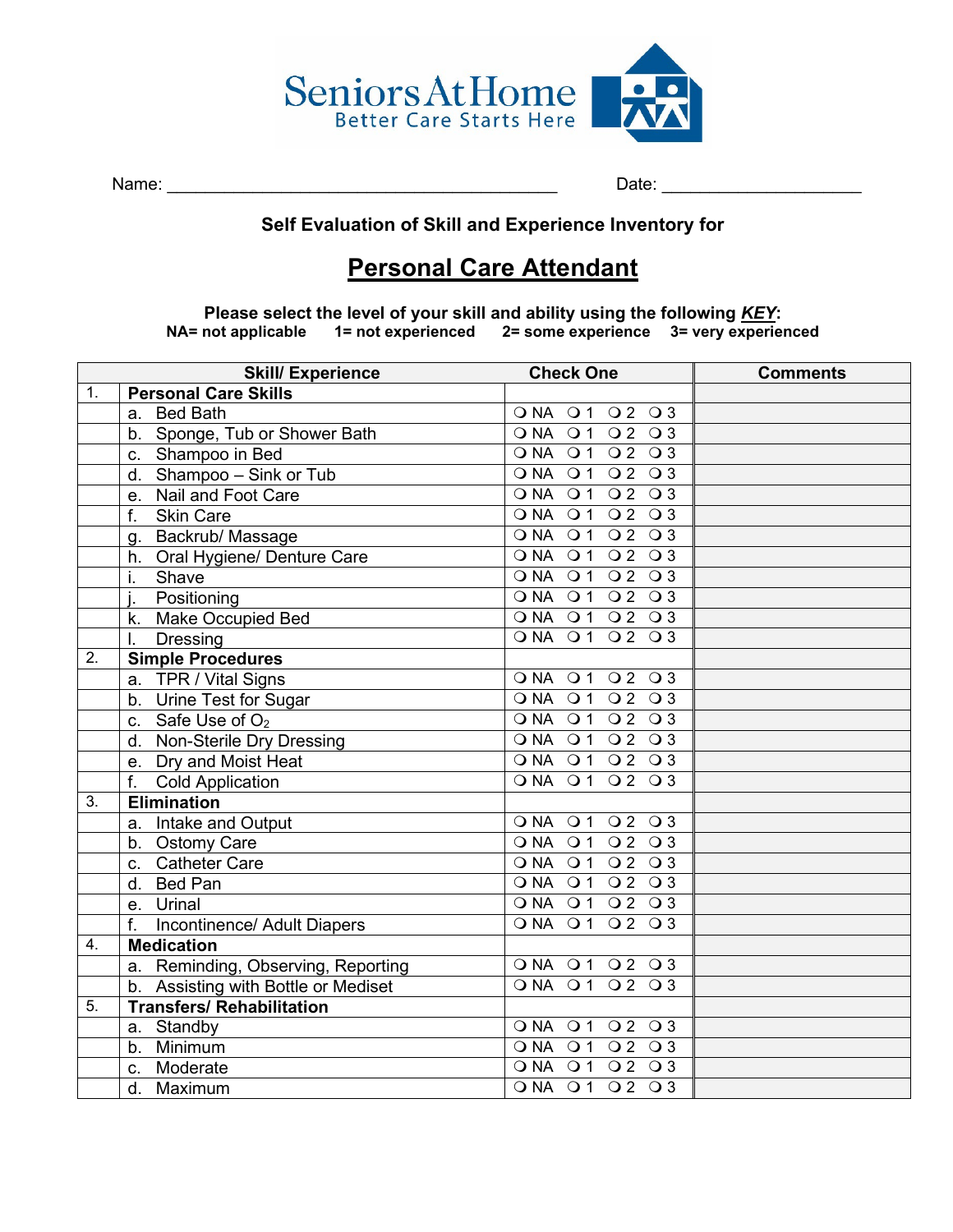Seniors At Home
Better Care Starts Here

Name: ________________________________________ Date: ____________________

**Self Evaluation of Skill and Experience Inventory for**

# Personal Care Attendant

**Please select the level of your skill and ability using the following *KEY*:**
**NA= not applicable 1= not experienced 2= some experience 3= very experienced**

| | Skill/ Experience | Check One | Comments |
|---|---|---|---|
| 1. | **Personal Care Skills** | | |
| | a. Bed Bath | ❍ NA ❍ 1 ❍ 2 ❍ 3 | |
| | b. Sponge, Tub or Shower Bath | ❍ NA ❍ 1 ❍ 2 ❍ 3 | |
| | c. Shampoo in Bed | ❍ NA ❍ 1 ❍ 2 ❍ 3 | |
| | d. Shampoo – Sink or Tub | ❍ NA ❍ 1 ❍ 2 ❍ 3 | |
| | e. Nail and Foot Care | ❍ NA ❍ 1 ❍ 2 ❍ 3 | |
| | f. Skin Care | ❍ NA ❍ 1 ❍ 2 ❍ 3 | |
| | g. Backrub/ Massage | ❍ NA ❍ 1 ❍ 2 ❍ 3 | |
| | h. Oral Hygiene/ Denture Care | ❍ NA ❍ 1 ❍ 2 ❍ 3 | |
| | i. Shave | ❍ NA ❍ 1 ❍ 2 ❍ 3 | |
| | j. Positioning | ❍ NA ❍ 1 ❍ 2 ❍ 3 | |
| | k. Make Occupied Bed | ❍ NA ❍ 1 ❍ 2 ❍ 3 | |
| | l. Dressing | ❍ NA ❍ 1 ❍ 2 ❍ 3 | |
| 2. | **Simple Procedures** | | |
| | a. TPR / Vital Signs | ❍ NA ❍ 1 ❍ 2 ❍ 3 | |
| | b. Urine Test for Sugar | ❍ NA ❍ 1 ❍ 2 ❍ 3 | |
| | c. Safe Use of $O_2$ | ❍ NA ❍ 1 ❍ 2 ❍ 3 | |
| | d. Non-Sterile Dry Dressing | ❍ NA ❍ 1 ❍ 2 ❍ 3 | |
| | e. Dry and Moist Heat | ❍ NA ❍ 1 ❍ 2 ❍ 3 | |
| | f. Cold Application | ❍ NA ❍ 1 ❍ 2 ❍ 3 | |
| 3. | **Elimination** | | |
| | a. Intake and Output | ❍ NA ❍ 1 ❍ 2 ❍ 3 | |
| | b. Ostomy Care | ❍ NA ❍ 1 ❍ 2 ❍ 3 | |
| | c. Catheter Care | ❍ NA ❍ 1 ❍ 2 ❍ 3 | |
| | d. Bed Pan | ❍ NA ❍ 1 ❍ 2 ❍ 3 | |
| | e. Urinal | ❍ NA ❍ 1 ❍ 2 ❍ 3 | |
| | f. Incontinence/ Adult Diapers | ❍ NA ❍ 1 ❍ 2 ❍ 3 | |
| 4. | **Medication** | | |
| | a. Reminding, Observing, Reporting | ❍ NA ❍ 1 ❍ 2 ❍ 3 | |
| | b. Assisting with Bottle or Mediset | ❍ NA ❍ 1 ❍ 2 ❍ 3 | |
| 5. | **Transfers/ Rehabilitation** | | |
| | a. Standby | ❍ NA ❍ 1 ❍ 2 ❍ 3 | |
| | b. Minimum | ❍ NA ❍ 1 ❍ 2 ❍ 3 | |
| | c. Moderate | ❍ NA ❍ 1 ❍ 2 ❍ 3 | |
| | d. Maximum | ❍ NA ❍ 1 ❍ 2 ❍ 3 | |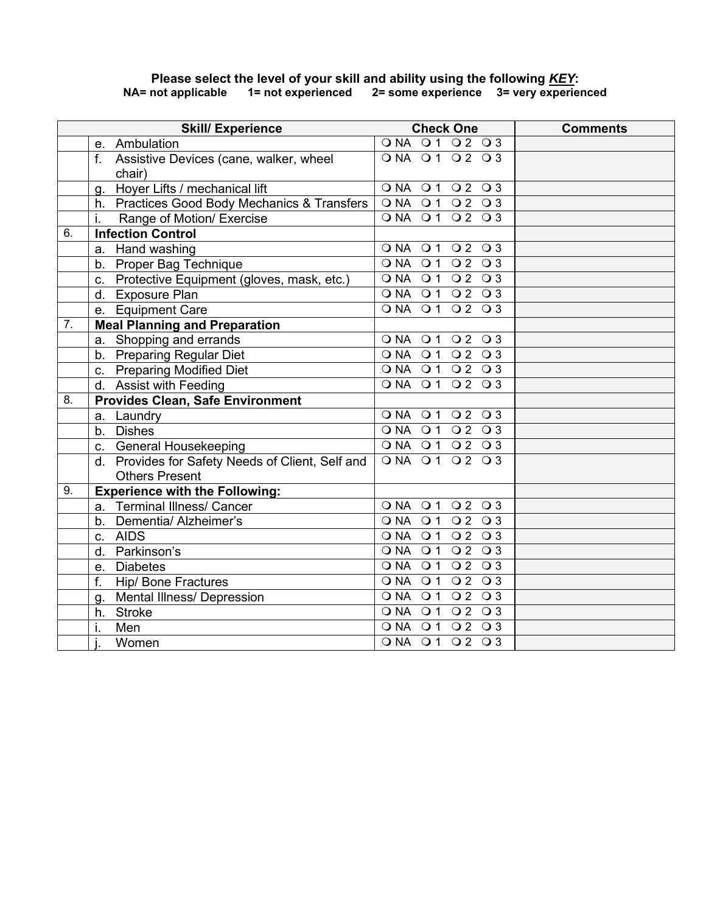**Please select the level of your skill and ability using the following *KEY*:**
**NA= not applicable 1= not experienced 2= some experience 3= very experienced**

| | Skill/ Experience | Check One | Comments |
|---|---|---|---|
| | e. Ambulation | ❍ NA ❍ 1 ❍ 2 ❍ 3 | |
| | f. Assistive Devices (cane, walker, wheel chair) | ❍ NA ❍ 1 ❍ 2 ❍ 3 | |
| | g. Hoyer Lifts / mechanical lift | ❍ NA ❍ 1 ❍ 2 ❍ 3 | |
| | h. Practices Good Body Mechanics & Transfers | ❍ NA ❍ 1 ❍ 2 ❍ 3 | |
| | i. Range of Motion/ Exercise | ❍ NA ❍ 1 ❍ 2 ❍ 3 | |
| 6. | **Infection Control** | | |
| | a. Hand washing | ❍ NA ❍ 1 ❍ 2 ❍ 3 | |
| | b. Proper Bag Technique | ❍ NA ❍ 1 ❍ 2 ❍ 3 | |
| | c. Protective Equipment (gloves, mask, etc.) | ❍ NA ❍ 1 ❍ 2 ❍ 3 | |
| | d. Exposure Plan | ❍ NA ❍ 1 ❍ 2 ❍ 3 | |
| | e. Equipment Care | ❍ NA ❍ 1 ❍ 2 ❍ 3 | |
| 7. | **Meal Planning and Preparation** | | |
| | a. Shopping and errands | ❍ NA ❍ 1 ❍ 2 ❍ 3 | |
| | b. Preparing Regular Diet | ❍ NA ❍ 1 ❍ 2 ❍ 3 | |
| | c. Preparing Modified Diet | ❍ NA ❍ 1 ❍ 2 ❍ 3 | |
| | d. Assist with Feeding | ❍ NA ❍ 1 ❍ 2 ❍ 3 | |
| 8. | **Provides Clean, Safe Environment** | | |
| | a. Laundry | ❍ NA ❍ 1 ❍ 2 ❍ 3 | |
| | b. Dishes | ❍ NA ❍ 1 ❍ 2 ❍ 3 | |
| | c. General Housekeeping | ❍ NA ❍ 1 ❍ 2 ❍ 3 | |
| | d. Provides for Safety Needs of Client, Self and Others Present | ❍ NA ❍ 1 ❍ 2 ❍ 3 | |
| 9. | **Experience with the Following:** | | |
| | a. Terminal Illness/ Cancer | ❍ NA ❍ 1 ❍ 2 ❍ 3 | |
| | b. Dementia/ Alzheimer's | ❍ NA ❍ 1 ❍ 2 ❍ 3 | |
| | c. AIDS | ❍ NA ❍ 1 ❍ 2 ❍ 3 | |
| | d. Parkinson's | ❍ NA ❍ 1 ❍ 2 ❍ 3 | |
| | e. Diabetes | ❍ NA ❍ 1 ❍ 2 ❍ 3 | |
| | f. Hip/ Bone Fractures | ❍ NA ❍ 1 ❍ 2 ❍ 3 | |
| | g. Mental Illness/ Depression | ❍ NA ❍ 1 ❍ 2 ❍ 3 | |
| | h. Stroke | ❍ NA ❍ 1 ❍ 2 ❍ 3 | |
| | i. Men | ❍ NA ❍ 1 ❍ 2 ❍ 3 | |
| | j. Women | ❍ NA ❍ 1 ❍ 2 ❍ 3 | |